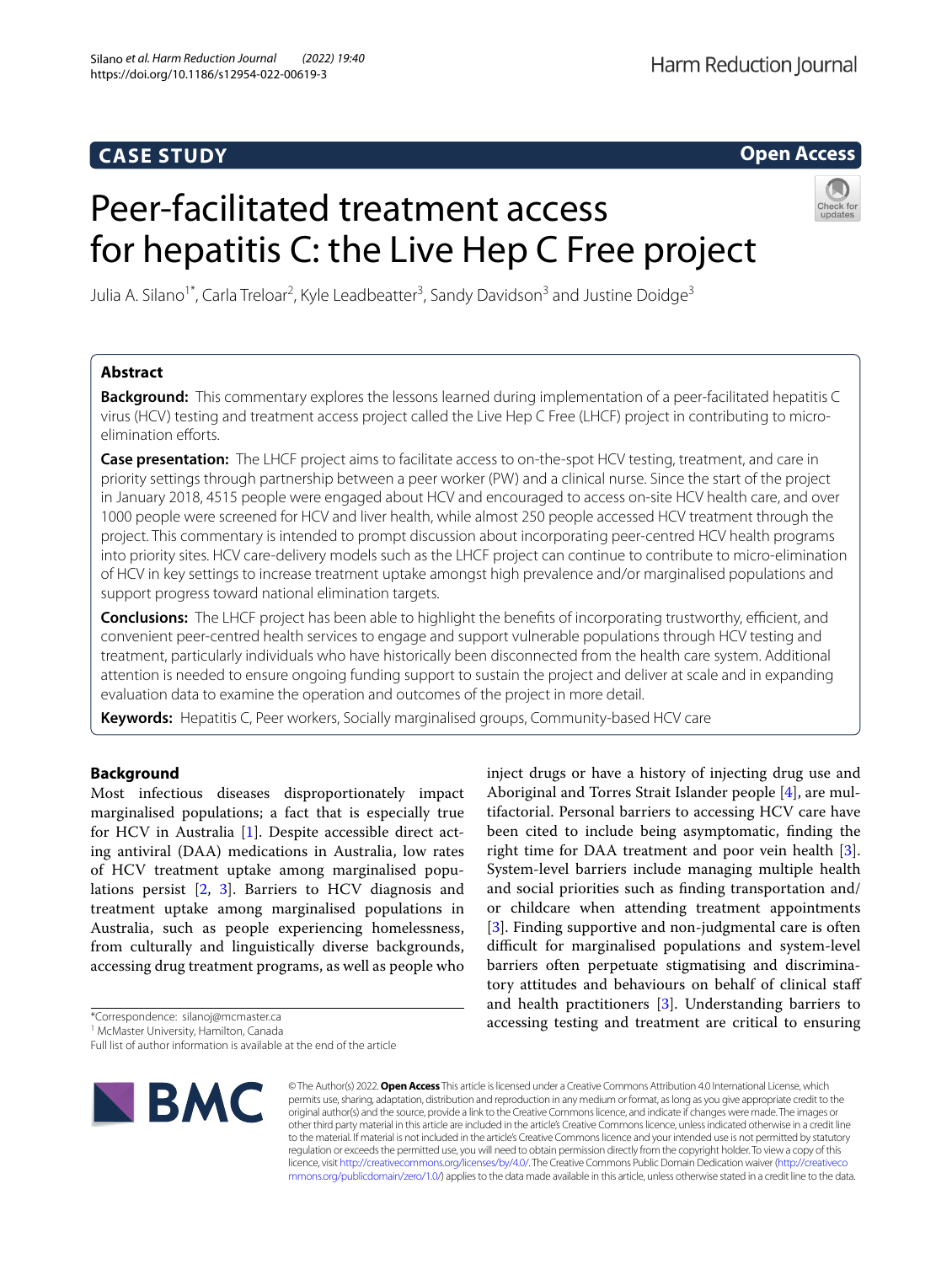CASE STUDY

Open Access

# Peer-facilitated treatment access for hepatitis C: the Live Hep C Free project

Julia A. Silano[1*], Carla Treloar[2], Kyle Leadbeatter[3], Sandy Davidson[3] and Justine Doidge[3]

## Abstract

**Background:** This commentary explores the lessons learned during implementation of a peer-facilitated hepatitis C virus (HCV) testing and treatment access project called the Live Hep C Free (LHCF) project in contributing to micro-elimination efforts.

**Case presentation:** The LHCF project aims to facilitate access to on-the-spot HCV testing, treatment, and care in priority settings through partnership between a peer worker (PW) and a clinical nurse. Since the start of the project in January 2018, 4515 people were engaged about HCV and encouraged to access on-site HCV health care, and over 1000 people were screened for HCV and liver health, while almost 250 people accessed HCV treatment through the project. This commentary is intended to prompt discussion about incorporating peer-centred HCV health programs into priority sites. HCV care-delivery models such as the LHCF project can continue to contribute to micro-elimination of HCV in key settings to increase treatment uptake amongst high prevalence and/or marginalised populations and support progress toward national elimination targets.

**Conclusions:** The LHCF project has been able to highlight the benefits of incorporating trustworthy, efficient, and convenient peer-centred health services to engage and support vulnerable populations through HCV testing and treatment, particularly individuals who have historically been disconnected from the health care system. Additional attention is needed to ensure ongoing funding support to sustain the project and deliver at scale and in expanding evaluation data to examine the operation and outcomes of the project in more detail.

**Keywords:** Hepatitis C, Peer workers, Socially marginalised groups, Community-based HCV care

## Background

Most infectious diseases disproportionately impact marginalised populations; a fact that is especially true for HCV in Australia [1]. Despite accessible direct acting antiviral (DAA) medications in Australia, low rates of HCV treatment uptake among marginalised populations persist [2, 3]. Barriers to HCV diagnosis and treatment uptake among marginalised populations in Australia, such as people experiencing homelessness, from culturally and linguistically diverse backgrounds, accessing drug treatment programs, as well as people who inject drugs or have a history of injecting drug use and Aboriginal and Torres Strait Islander people [4], are multifactorial. Personal barriers to accessing HCV care have been cited to include being asymptomatic, finding the right time for DAA treatment and poor vein health [3]. System-level barriers include managing multiple health and social priorities such as finding transportation and/or childcare when attending treatment appointments [3]. Finding supportive and non-judgmental care is often difficult for marginalised populations and system-level barriers often perpetuate stigmatising and discriminatory attitudes and behaviours on behalf of clinical staff and health practitioners [3]. Understanding barriers to accessing testing and treatment are critical to ensuring

*Correspondence: silanoj@mcmaster.ca
[1] McMaster University, Hamilton, Canada
Full list of author information is available at the end of the article

© The Author(s) 2022. **Open Access** This article is licensed under a Creative Commons Attribution 4.0 International License, which permits use, sharing, adaptation, distribution and reproduction in any medium or format, as long as you give appropriate credit to the original author(s) and the source, provide a link to the Creative Commons licence, and indicate if changes were made. The images or other third party material in this article are included in the article's Creative Commons licence, unless indicated otherwise in a credit line to the material. If material is not included in the article's Creative Commons licence and your intended use is not permitted by statutory regulation or exceeds the permitted use, you will need to obtain permission directly from the copyright holder. To view a copy of this licence, visit http://creativecommons.org/licenses/by/4.0/. The Creative Commons Public Domain Dedication waiver (http://creativecommons.org/publicdomain/zero/1.0/) applies to the data made available in this article, unless otherwise stated in a credit line to the data.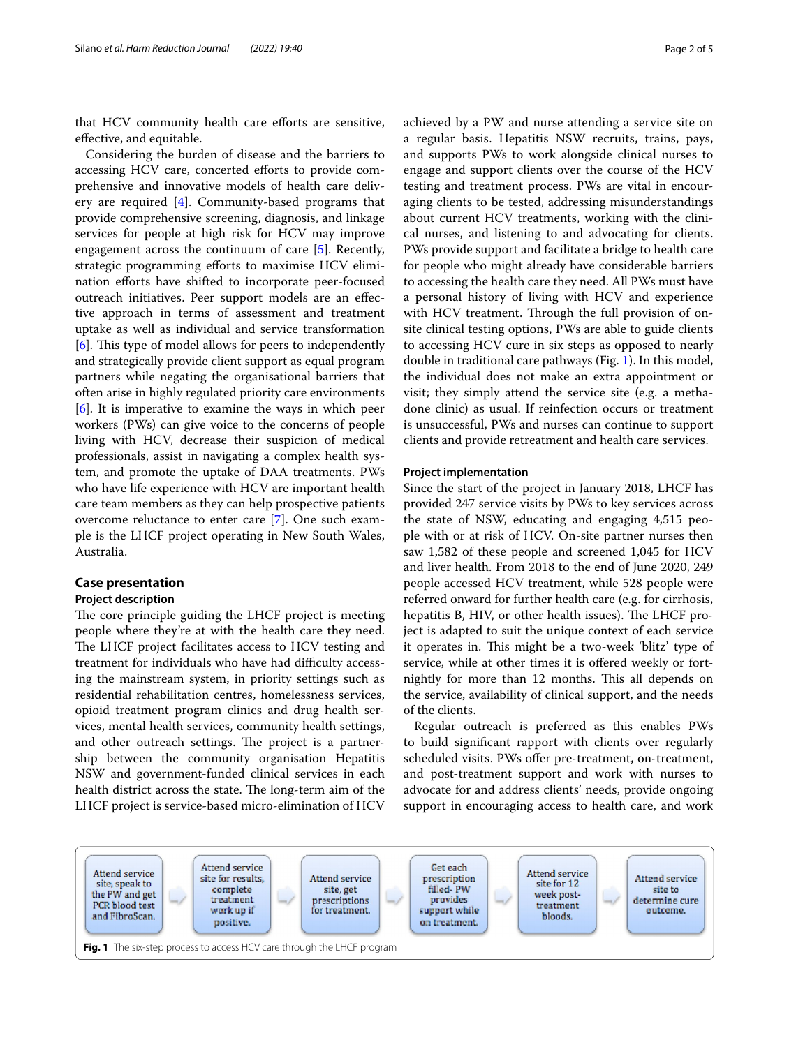that HCV community health care efforts are sensitive, effective, and equitable.

Considering the burden of disease and the barriers to accessing HCV care, concerted efforts to provide comprehensive and innovative models of health care delivery are required [4]. Community-based programs that provide comprehensive screening, diagnosis, and linkage services for people at high risk for HCV may improve engagement across the continuum of care [5]. Recently, strategic programming efforts to maximise HCV elimination efforts have shifted to incorporate peer-focused outreach initiatives. Peer support models are an effective approach in terms of assessment and treatment uptake as well as individual and service transformation [6]. This type of model allows for peers to independently and strategically provide client support as equal program partners while negating the organisational barriers that often arise in highly regulated priority care environments [6]. It is imperative to examine the ways in which peer workers (PWs) can give voice to the concerns of people living with HCV, decrease their suspicion of medical professionals, assist in navigating a complex health system, and promote the uptake of DAA treatments. PWs who have life experience with HCV are important health care team members as they can help prospective patients overcome reluctance to enter care [7]. One such example is the LHCF project operating in New South Wales, Australia.

## Case presentation

### Project description

The core principle guiding the LHCF project is meeting people where they're at with the health care they need. The LHCF project facilitates access to HCV testing and treatment for individuals who have had difficulty accessing the mainstream system, in priority settings such as residential rehabilitation centres, homelessness services, opioid treatment program clinics and drug health services, mental health services, community health settings, and other outreach settings. The project is a partnership between the community organisation Hepatitis NSW and government-funded clinical services in each health district across the state. The long-term aim of the LHCF project is service-based micro-elimination of HCV achieved by a PW and nurse attending a service site on a regular basis. Hepatitis NSW recruits, trains, pays, and supports PWs to work alongside clinical nurses to engage and support clients over the course of the HCV testing and treatment process. PWs are vital in encouraging clients to be tested, addressing misunderstandings about current HCV treatments, working with the clinical nurses, and listening to and advocating for clients. PWs provide support and facilitate a bridge to health care for people who might already have considerable barriers to accessing the health care they need. All PWs must have a personal history of living with HCV and experience with HCV treatment. Through the full provision of on-site clinical testing options, PWs are able to guide clients to accessing HCV cure in six steps as opposed to nearly double in traditional care pathways (Fig. 1). In this model, the individual does not make an extra appointment or visit; they simply attend the service site (e.g. a methadone clinic) as usual. If reinfection occurs or treatment is unsuccessful, PWs and nurses can continue to support clients and provide retreatment and health care services.

### Project implementation

Since the start of the project in January 2018, LHCF has provided 247 service visits by PWs to key services across the state of NSW, educating and engaging 4,515 people with or at risk of HCV. On-site partner nurses then saw 1,582 of these people and screened 1,045 for HCV and liver health. From 2018 to the end of June 2020, 249 people accessed HCV treatment, while 528 people were referred onward for further health care (e.g. for cirrhosis, hepatitis B, HIV, or other health issues). The LHCF project is adapted to suit the unique context of each service it operates in. This might be a two-week 'blitz' type of service, while at other times it is offered weekly or fortnightly for more than 12 months. This all depends on the service, availability of clinical support, and the needs of the clients.

Regular outreach is preferred as this enables PWs to build significant rapport with clients over regularly scheduled visits. PWs offer pre-treatment, on-treatment, and post-treatment support and work with nurses to advocate for and address clients' needs, provide ongoing support in encouraging access to health care, and work

Attend service site, speak to the PW and get PCR blood test and FibroScan. → Attend service site for results, complete treatment work up if positive. → Attend service site, get prescriptions for treatment. → Get each prescription filled- PW provides support while on treatment. → Attend service site for 12 week post-treatment bloods. → Attend service site to determine cure outcome.

**Fig. 1** The six-step process to access HCV care through the LHCF program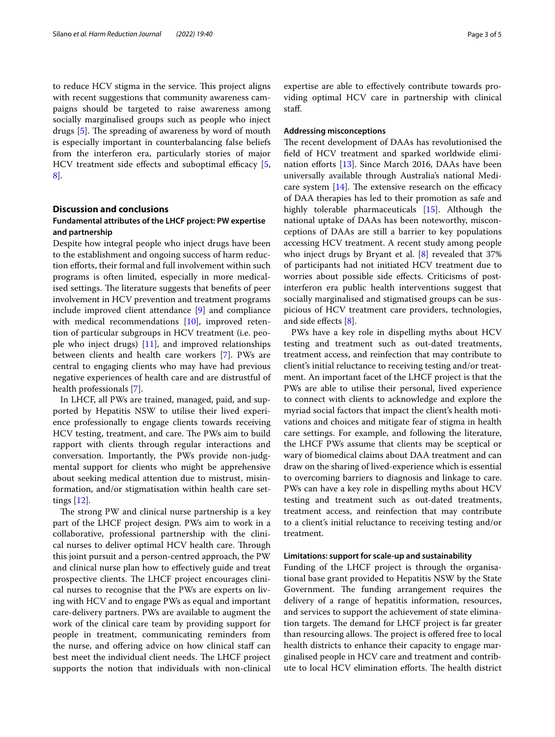to reduce HCV stigma in the service. This project aligns with recent suggestions that community awareness campaigns should be targeted to raise awareness among socially marginalised groups such as people who inject drugs [5]. The spreading of awareness by word of mouth is especially important in counterbalancing false beliefs from the interferon era, particularly stories of major HCV treatment side effects and suboptimal efficacy [5, 8].

## Discussion and conclusions

### Fundamental attributes of the LHCF project: PW expertise and partnership

Despite how integral people who inject drugs have been to the establishment and ongoing success of harm reduction efforts, their formal and full involvement within such programs is often limited, especially in more medicalised settings. The literature suggests that benefits of peer involvement in HCV prevention and treatment programs include improved client attendance [9] and compliance with medical recommendations [10], improved retention of particular subgroups in HCV treatment (i.e. people who inject drugs) [11], and improved relationships between clients and health care workers [7]. PWs are central to engaging clients who may have had previous negative experiences of health care and are distrustful of health professionals [7].

In LHCF, all PWs are trained, managed, paid, and supported by Hepatitis NSW to utilise their lived experience professionally to engage clients towards receiving HCV testing, treatment, and care. The PWs aim to build rapport with clients through regular interactions and conversation. Importantly, the PWs provide non-judgmental support for clients who might be apprehensive about seeking medical attention due to mistrust, misinformation, and/or stigmatisation within health care settings [12].

The strong PW and clinical nurse partnership is a key part of the LHCF project design. PWs aim to work in a collaborative, professional partnership with the clinical nurses to deliver optimal HCV health care. Through this joint pursuit and a person-centred approach, the PW and clinical nurse plan how to effectively guide and treat prospective clients. The LHCF project encourages clinical nurses to recognise that the PWs are experts on living with HCV and to engage PWs as equal and important care-delivery partners. PWs are available to augment the work of the clinical care team by providing support for people in treatment, communicating reminders from the nurse, and offering advice on how clinical staff can best meet the individual client needs. The LHCF project supports the notion that individuals with non-clinical expertise are able to effectively contribute towards providing optimal HCV care in partnership with clinical staff.

### Addressing misconceptions

The recent development of DAAs has revolutionised the field of HCV treatment and sparked worldwide elimination efforts [13]. Since March 2016, DAAs have been universally available through Australia's national Medicare system [14]. The extensive research on the efficacy of DAA therapies has led to their promotion as safe and highly tolerable pharmaceuticals [15]. Although the national uptake of DAAs has been noteworthy, misconceptions of DAAs are still a barrier to key populations accessing HCV treatment. A recent study among people who inject drugs by Bryant et al. [8] revealed that 37% of participants had not initiated HCV treatment due to worries about possible side effects. Criticisms of post-interferon era public health interventions suggest that socially marginalised and stigmatised groups can be suspicious of HCV treatment care providers, technologies, and side effects [8].

PWs have a key role in dispelling myths about HCV testing and treatment such as out-dated treatments, treatment access, and reinfection that may contribute to client's initial reluctance to receiving testing and/or treatment. An important facet of the LHCF project is that the PWs are able to utilise their personal, lived experience to connect with clients to acknowledge and explore the myriad social factors that impact the client's health motivations and choices and mitigate fear of stigma in health care settings. For example, and following the literature, the LHCF PWs assume that clients may be sceptical or wary of biomedical claims about DAA treatment and can draw on the sharing of lived-experience which is essential to overcoming barriers to diagnosis and linkage to care. PWs can have a key role in dispelling myths about HCV testing and treatment such as out-dated treatments, treatment access, and reinfection that may contribute to a client's initial reluctance to receiving testing and/or treatment.

### Limitations: support for scale-up and sustainability

Funding of the LHCF project is through the organisational base grant provided to Hepatitis NSW by the State Government. The funding arrangement requires the delivery of a range of hepatitis information, resources, and services to support the achievement of state elimination targets. The demand for LHCF project is far greater than resourcing allows. The project is offered free to local health districts to enhance their capacity to engage marginalised people in HCV care and treatment and contribute to local HCV elimination efforts. The health district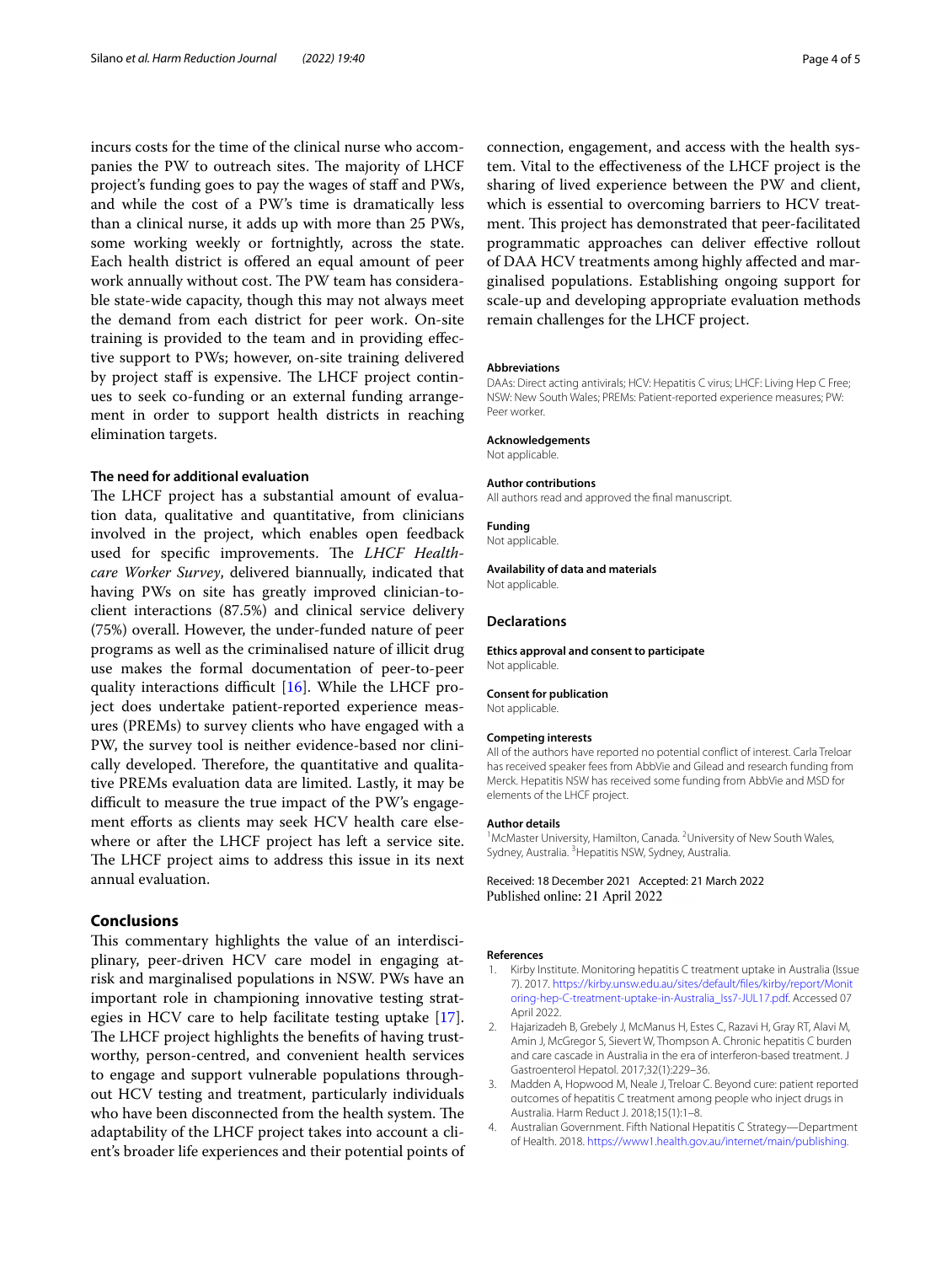incurs costs for the time of the clinical nurse who accompanies the PW to outreach sites. The majority of LHCF project's funding goes to pay the wages of staff and PWs, and while the cost of a PW's time is dramatically less than a clinical nurse, it adds up with more than 25 PWs, some working weekly or fortnightly, across the state. Each health district is offered an equal amount of peer work annually without cost. The PW team has considerable state-wide capacity, though this may not always meet the demand from each district for peer work. On-site training is provided to the team and in providing effective support to PWs; however, on-site training delivered by project staff is expensive. The LHCF project continues to seek co-funding or an external funding arrangement in order to support health districts in reaching elimination targets.

### The need for additional evaluation

The LHCF project has a substantial amount of evaluation data, qualitative and quantitative, from clinicians involved in the project, which enables open feedback used for specific improvements. The *LHCF Healthcare Worker Survey*, delivered biannually, indicated that having PWs on site has greatly improved clinician-to-client interactions (87.5%) and clinical service delivery (75%) overall. However, the under-funded nature of peer programs as well as the criminalised nature of illicit drug use makes the formal documentation of peer-to-peer quality interactions difficult [16]. While the LHCF project does undertake patient-reported experience measures (PREMs) to survey clients who have engaged with a PW, the survey tool is neither evidence-based nor clinically developed. Therefore, the quantitative and qualitative PREMs evaluation data are limited. Lastly, it may be difficult to measure the true impact of the PW's engagement efforts as clients may seek HCV health care elsewhere or after the LHCF project has left a service site. The LHCF project aims to address this issue in its next annual evaluation.

## Conclusions

This commentary highlights the value of an interdisciplinary, peer-driven HCV care model in engaging at-risk and marginalised populations in NSW. PWs have an important role in championing innovative testing strategies in HCV care to help facilitate testing uptake [17]. The LHCF project highlights the benefits of having trustworthy, person-centred, and convenient health services to engage and support vulnerable populations throughout HCV testing and treatment, particularly individuals who have been disconnected from the health system. The adaptability of the LHCF project takes into account a client's broader life experiences and their potential points of connection, engagement, and access with the health system. Vital to the effectiveness of the LHCF project is the sharing of lived experience between the PW and client, which is essential to overcoming barriers to HCV treatment. This project has demonstrated that peer-facilitated programmatic approaches can deliver effective rollout of DAA HCV treatments among highly affected and marginalised populations. Establishing ongoing support for scale-up and developing appropriate evaluation methods remain challenges for the LHCF project.

#### Abbreviations
DAAs: Direct acting antivirals; HCV: Hepatitis C virus; LHCF: Living Hep C Free; NSW: New South Wales; PREMs: Patient-reported experience measures; PW: Peer worker.

#### Acknowledgements
Not applicable.

#### Author contributions
All authors read and approved the final manuscript.

#### Funding
Not applicable.

#### Availability of data and materials
Not applicable.

### Declarations

#### Ethics approval and consent to participate
Not applicable.

#### Consent for publication
Not applicable.

#### Competing interests
All of the authors have reported no potential conflict of interest. Carla Treloar has received speaker fees from AbbVie and Gilead and research funding from Merck. Hepatitis NSW has received some funding from AbbVie and MSD for elements of the LHCF project.

#### Author details
[1] McMaster University, Hamilton, Canada. [2] University of New South Wales, Sydney, Australia. [3] Hepatitis NSW, Sydney, Australia.

Received: 18 December 2021 Accepted: 21 March 2022
Published online: 21 April 2022

#### References

1. Kirby Institute. Monitoring hepatitis C treatment uptake in Australia (Issue 7). 2017. https://kirby.unsw.edu.au/sites/default/files/kirby/report/Monitoring-hep-C-treatment-uptake-in-Australia_Iss7-JUL17.pdf. Accessed 07 April 2022.
2. Hajarizadeh B, Grebely J, McManus H, Estes C, Razavi H, Gray RT, Alavi M, Amin J, McGregor S, Sievert W, Thompson A. Chronic hepatitis C burden and care cascade in Australia in the era of interferon-based treatment. J Gastroenterol Hepatol. 2017;32(1):229–36.
3. Madden A, Hopwood M, Neale J, Treloar C. Beyond cure: patient reported outcomes of hepatitis C treatment among people who inject drugs in Australia. Harm Reduct J. 2018;15(1):1–8.
4. Australian Government. Fifth National Hepatitis C Strategy—Department of Health. 2018. https://www1.health.gov.au/internet/main/publishing.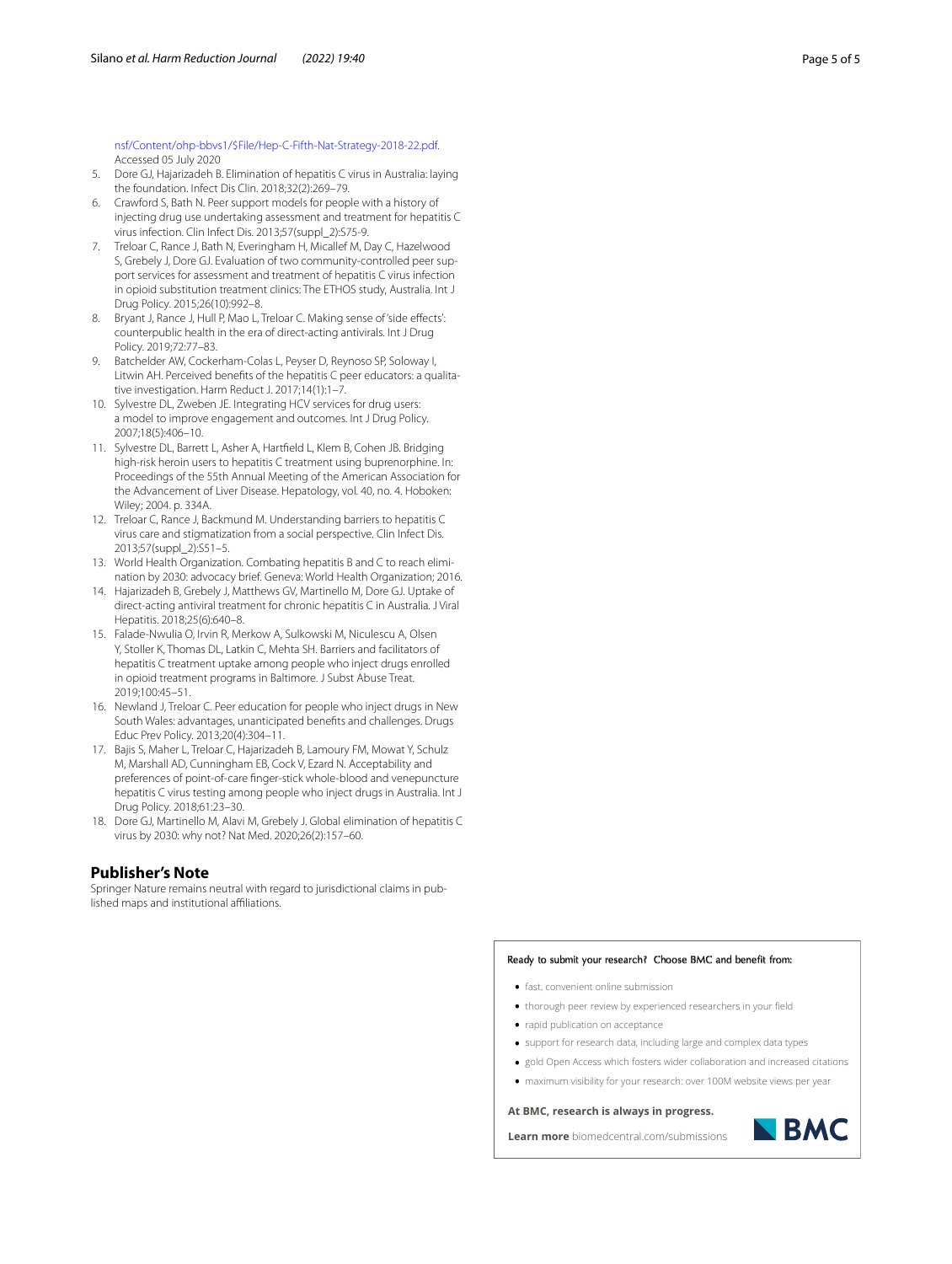nsf/Content/ohp-bbvs1/$File/Hep-C-Fifth-Nat-Strategy-2018-22.pdf. Accessed 05 July 2020

5. Dore GJ, Hajarizadeh B. Elimination of hepatitis C virus in Australia: laying the foundation. Infect Dis Clin. 2018;32(2):269–79.
6. Crawford S, Bath N. Peer support models for people with a history of injecting drug use undertaking assessment and treatment for hepatitis C virus infection. Clin Infect Dis. 2013;57(suppl_2):S75-9.
7. Treloar C, Rance J, Bath N, Everingham H, Micallef M, Day C, Hazelwood S, Grebely J, Dore GJ. Evaluation of two community-controlled peer support services for assessment and treatment of hepatitis C virus infection in opioid substitution treatment clinics: The ETHOS study, Australia. Int J Drug Policy. 2015;26(10):992–8.
8. Bryant J, Rance J, Hull P, Mao L, Treloar C. Making sense of 'side effects': counterpublic health in the era of direct-acting antivirals. Int J Drug Policy. 2019;72:77–83.
9. Batchelder AW, Cockerham-Colas L, Peyser D, Reynoso SP, Soloway I, Litwin AH. Perceived benefits of the hepatitis C peer educators: a qualitative investigation. Harm Reduct J. 2017;14(1):1–7.
10. Sylvestre DL, Zweben JE. Integrating HCV services for drug users: a model to improve engagement and outcomes. Int J Drug Policy. 2007;18(5):406–10.
11. Sylvestre DL, Barrett L, Asher A, Hartfield L, Klem B, Cohen JB. Bridging high-risk heroin users to hepatitis C treatment using buprenorphine. In: Proceedings of the 55th Annual Meeting of the American Association for the Advancement of Liver Disease. Hepatology, vol. 40, no. 4. Hoboken: Wiley; 2004. p. 334A.
12. Treloar C, Rance J, Backmund M. Understanding barriers to hepatitis C virus care and stigmatization from a social perspective. Clin Infect Dis. 2013;57(suppl_2):S51–5.
13. World Health Organization. Combating hepatitis B and C to reach elimination by 2030: advocacy brief. Geneva: World Health Organization; 2016.
14. Hajarizadeh B, Grebely J, Matthews GV, Martinello M, Dore GJ. Uptake of direct-acting antiviral treatment for chronic hepatitis C in Australia. J Viral Hepatitis. 2018;25(6):640–8.
15. Falade-Nwulia O, Irvin R, Merkow A, Sulkowski M, Niculescu A, Olsen Y, Stoller K, Thomas DL, Latkin C, Mehta SH. Barriers and facilitators of hepatitis C treatment uptake among people who inject drugs enrolled in opioid treatment programs in Baltimore. J Subst Abuse Treat. 2019;100:45–51.
16. Newland J, Treloar C. Peer education for people who inject drugs in New South Wales: advantages, unanticipated benefits and challenges. Drugs Educ Prev Policy. 2013;20(4):304–11.
17. Bajis S, Maher L, Treloar C, Hajarizadeh B, Lamoury FM, Mowat Y, Schulz M, Marshall AD, Cunningham EB, Cock V, Ezard N. Acceptability and preferences of point-of-care finger-stick whole-blood and venepuncture hepatitis C virus testing among people who inject drugs in Australia. Int J Drug Policy. 2018;61:23–30.
18. Dore GJ, Martinello M, Alavi M, Grebely J. Global elimination of hepatitis C virus by 2030: why not? Nat Med. 2020;26(2):157–60.

## Publisher's Note

Springer Nature remains neutral with regard to jurisdictional claims in published maps and institutional affiliations.

Ready to submit your research? Choose BMC and benefit from:

- fast, convenient online submission
- thorough peer review by experienced researchers in your field
- rapid publication on acceptance
- support for research data, including large and complex data types
- gold Open Access which fosters wider collaboration and increased citations
- maximum visibility for your research: over 100M website views per year

**At BMC, research is always in progress.**

**Learn more** biomedcentral.com/submissions

BMC